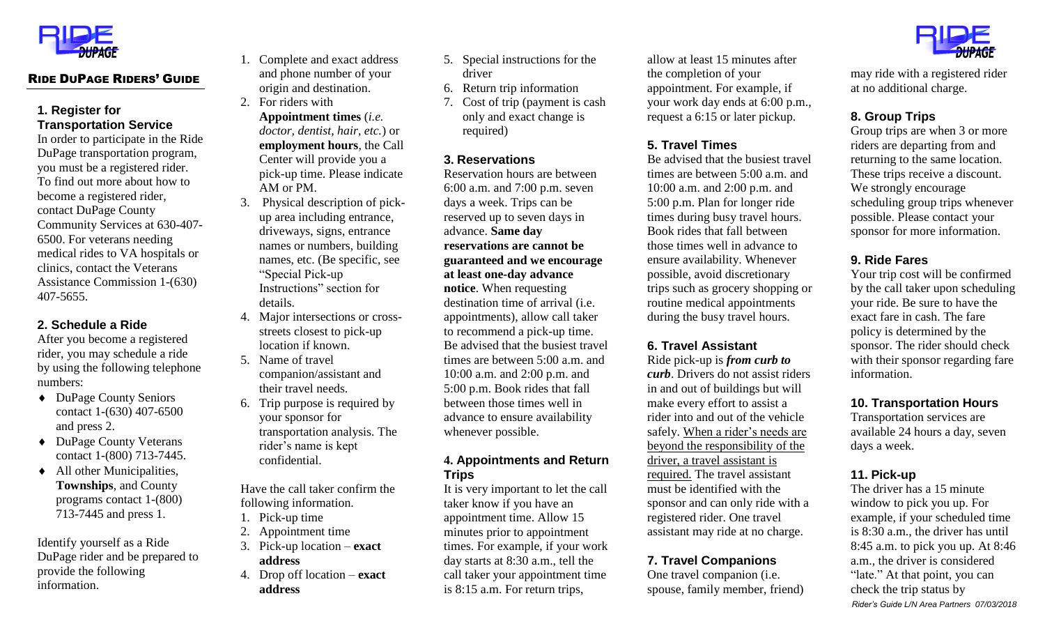RIDE DUPAGE

## RIDE DUPAGE RIDERS' GUIDE

### 1. Register for Transportation Service

In order to participate in the Ride DuPage transportation program, you must be a registered rider. To find out more about how to become a registered rider, contact DuPage County Community Services at 630-407-6500. For veterans needing medical rides to VA hospitals or clinics, contact the Veterans Assistance Commission 1-(630) 407-5655.

### 2. Schedule a Ride

After you become a registered rider, you may schedule a ride by using the following telephone numbers:

- DuPage County Seniors contact 1-(630) 407-6500 and press 2.
- DuPage County Veterans contact 1-(800) 713-7445.
- All other Municipalities, **Townships**, and County programs contact 1-(800) 713-7445 and press 1.

Identify yourself as a Ride DuPage rider and be prepared to provide the following information.

1. Complete and exact address and phone number of your origin and destination.
2. For riders with **Appointment times** (*i.e. doctor, dentist, hair, etc.*) or **employment hours**, the Call Center will provide you a pick-up time. Please indicate AM or PM.
3. Physical description of pick-up area including entrance, driveways, signs, entrance names or numbers, building names, etc. (Be specific, see "Special Pick-up Instructions" section for details.
4. Major intersections or cross-streets closest to pick-up location if known.
5. Name of travel companion/assistant and their travel needs.
6. Trip purpose is required by your sponsor for transportation analysis. The rider's name is kept confidential.

Have the call taker confirm the following information.

1. Pick-up time
2. Appointment time
3. Pick-up location – **exact address**
4. Drop off location – **exact address**
5. Special instructions for the driver
6. Return trip information
7. Cost of trip (payment is cash only and exact change is required)

### 3. Reservations

Reservation hours are between 6:00 a.m. and 7:00 p.m. seven days a week. Trips can be reserved up to seven days in advance. **Same day reservations are cannot be guaranteed and we encourage at least one-day advance notice**. When requesting destination time of arrival (i.e. appointments), allow call taker to recommend a pick-up time. Be advised that the busiest travel times are between 5:00 a.m. and 10:00 a.m. and 2:00 p.m. and 5:00 p.m. Book rides that fall between those times well in advance to ensure availability whenever possible.

### 4. Appointments and Return Trips

It is very important to let the call taker know if you have an appointment time. Allow 15 minutes prior to appointment times. For example, if your work day starts at 8:30 a.m., tell the call taker your appointment time is 8:15 a.m. For return trips, allow at least 15 minutes after the completion of your appointment. For example, if your work day ends at 6:00 p.m., request a 6:15 or later pickup.

### 5. Travel Times

Be advised that the busiest travel times are between 5:00 a.m. and 10:00 a.m. and 2:00 p.m. and 5:00 p.m. Plan for longer ride times during busy travel hours. Book rides that fall between those times well in advance to ensure availability. Whenever possible, avoid discretionary trips such as grocery shopping or routine medical appointments during the busy travel hours.

### 6. Travel Assistant

Ride pick-up is ***from curb to curb***. Drivers do not assist riders in and out of buildings but will make every effort to assist a rider into and out of the vehicle safely. <u>When a rider's needs are beyond the responsibility of the driver, a travel assistant is required.</u> The travel assistant must be identified with the sponsor and can only ride with a registered rider. One travel assistant may ride at no charge.

### 7. Travel Companions

One travel companion (i.e. spouse, family member, friend) may ride with a registered rider at no additional charge.

### 8. Group Trips

Group trips are when 3 or more riders are departing from and returning to the same location. These trips receive a discount. We strongly encourage scheduling group trips whenever possible. Please contact your sponsor for more information.

### 9. Ride Fares

Your trip cost will be confirmed by the call taker upon scheduling your ride. Be sure to have the exact fare in cash. The fare policy is determined by the sponsor. The rider should check with their sponsor regarding fare information.

### 10. Transportation Hours

Transportation services are available 24 hours a day, seven days a week.

### 11. Pick-up

The driver has a 15 minute window to pick you up. For example, if your scheduled time is 8:30 a.m., the driver has until 8:45 a.m. to pick you up. At 8:46 a.m., the driver is considered "late." At that point, you can check the trip status by

*Rider's Guide L/N Area Partners 07/03/2018*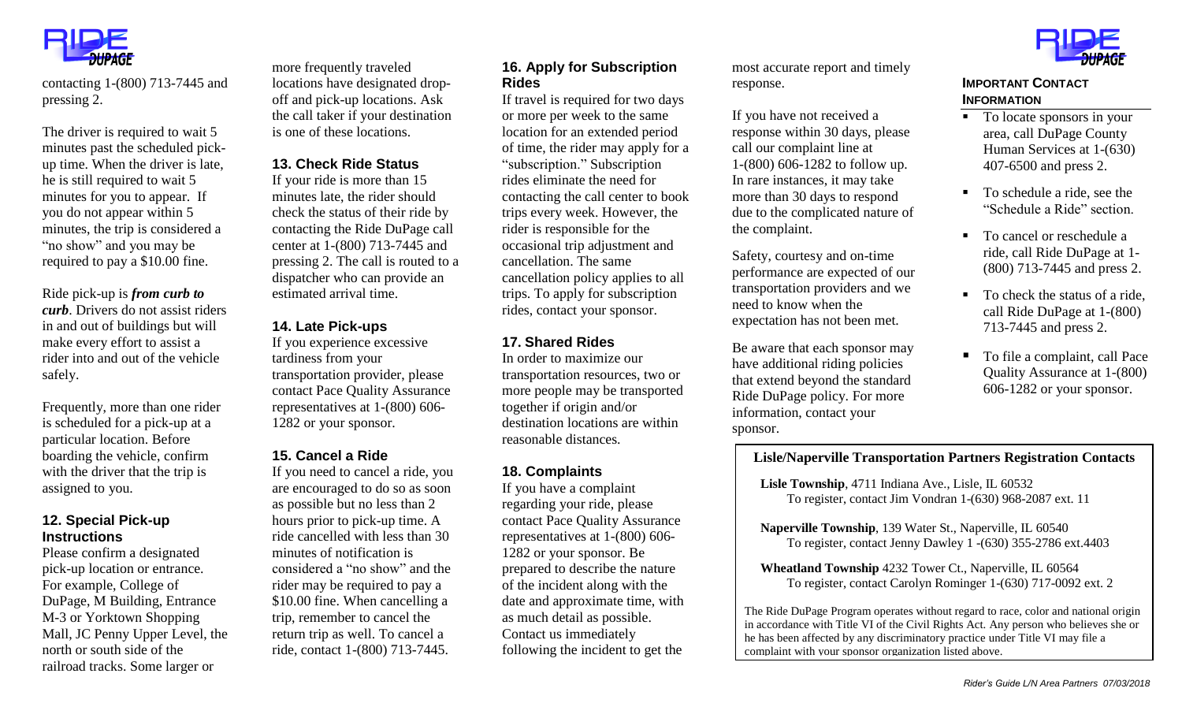contacting 1-(800) 713-7445 and pressing 2.

The driver is required to wait 5 minutes past the scheduled pick-up time. When the driver is late, he is still required to wait 5 minutes for you to appear. If you do not appear within 5 minutes, the trip is considered a "no show" and you may be required to pay a $10.00 fine.

Ride pick-up is ***from curb to curb***. Drivers do not assist riders in and out of buildings but will make every effort to assist a rider into and out of the vehicle safely.

Frequently, more than one rider is scheduled for a pick-up at a particular location. Before boarding the vehicle, confirm with the driver that the trip is assigned to you.

### 12. Special Pick-up Instructions

Please confirm a designated pick-up location or entrance. For example, College of DuPage, M Building, Entrance M-3 or Yorktown Shopping Mall, JC Penny Upper Level, the north or south side of the railroad tracks. Some larger or more frequently traveled locations have designated drop-off and pick-up locations. Ask the call taker if your destination is one of these locations.

### 13. Check Ride Status

If your ride is more than 15 minutes late, the rider should check the status of their ride by contacting the Ride DuPage call center at 1-(800) 713-7445 and pressing 2. The call is routed to a dispatcher who can provide an estimated arrival time.

### 14. Late Pick-ups

If you experience excessive tardiness from your transportation provider, please contact Pace Quality Assurance representatives at 1-(800) 606-1282 or your sponsor.

### 15. Cancel a Ride

If you need to cancel a ride, you are encouraged to do so as soon as possible but no less than 2 hours prior to pick-up time. A ride cancelled with less than 30 minutes of notification is considered a "no show" and the rider may be required to pay a $10.00 fine. When cancelling a trip, remember to cancel the return trip as well. To cancel a ride, contact 1-(800) 713-7445.

### 16. Apply for Subscription Rides

If travel is required for two days or more per week to the same location for an extended period of time, the rider may apply for a "subscription." Subscription rides eliminate the need for contacting the call center to book trips every week. However, the rider is responsible for the occasional trip adjustment and cancellation. The same cancellation policy applies to all trips. To apply for subscription rides, contact your sponsor.

### 17. Shared Rides

In order to maximize our transportation resources, two or more people may be transported together if origin and/or destination locations are within reasonable distances.

### 18. Complaints

If you have a complaint regarding your ride, please contact Pace Quality Assurance representatives at 1-(800) 606-1282 or your sponsor. Be prepared to describe the nature of the incident along with the date and approximate time, with as much detail as possible. Contact us immediately following the incident to get the most accurate report and timely response.

If you have not received a response within 30 days, please call our complaint line at 1-(800) 606-1282 to follow up. In rare instances, it may take more than 30 days to respond due to the complicated nature of the complaint.

Safety, courtesy and on-time performance are expected of our transportation providers and we need to know when the expectation has not been met.

Be aware that each sponsor may have additional riding policies that extend beyond the standard Ride DuPage policy. For more information, contact your sponsor.

### Important Contact Information

- To locate sponsors in your area, call DuPage County Human Services at 1-(630) 407-6500 and press 2.
- To schedule a ride, see the "Schedule a Ride" section.
- To cancel or reschedule a ride, call Ride DuPage at 1-(800) 713-7445 and press 2.
- To check the status of a ride, call Ride DuPage at 1-(800) 713-7445 and press 2.
- To file a complaint, call Pace Quality Assurance at 1-(800) 606-1282 or your sponsor.

### Lisle/Naperville Transportation Partners Registration Contacts

**Lisle Township**, 4711 Indiana Ave., Lisle, IL 60532
To register, contact Jim Vondran 1-(630) 968-2087 ext. 11

**Naperville Township**, 139 Water St., Naperville, IL 60540
To register, contact Jenny Dawley 1 -(630) 355-2786 ext.4403

**Wheatland Township** 4232 Tower Ct., Naperville, IL 60564
To register, contact Carolyn Rominger 1-(630) 717-0092 ext. 2

The Ride DuPage Program operates without regard to race, color and national origin in accordance with Title VI of the Civil Rights Act. Any person who believes she or he has been affected by any discriminatory practice under Title VI may file a complaint with your sponsor organization listed above.

*Rider's Guide L/N Area Partners 07/03/2018*